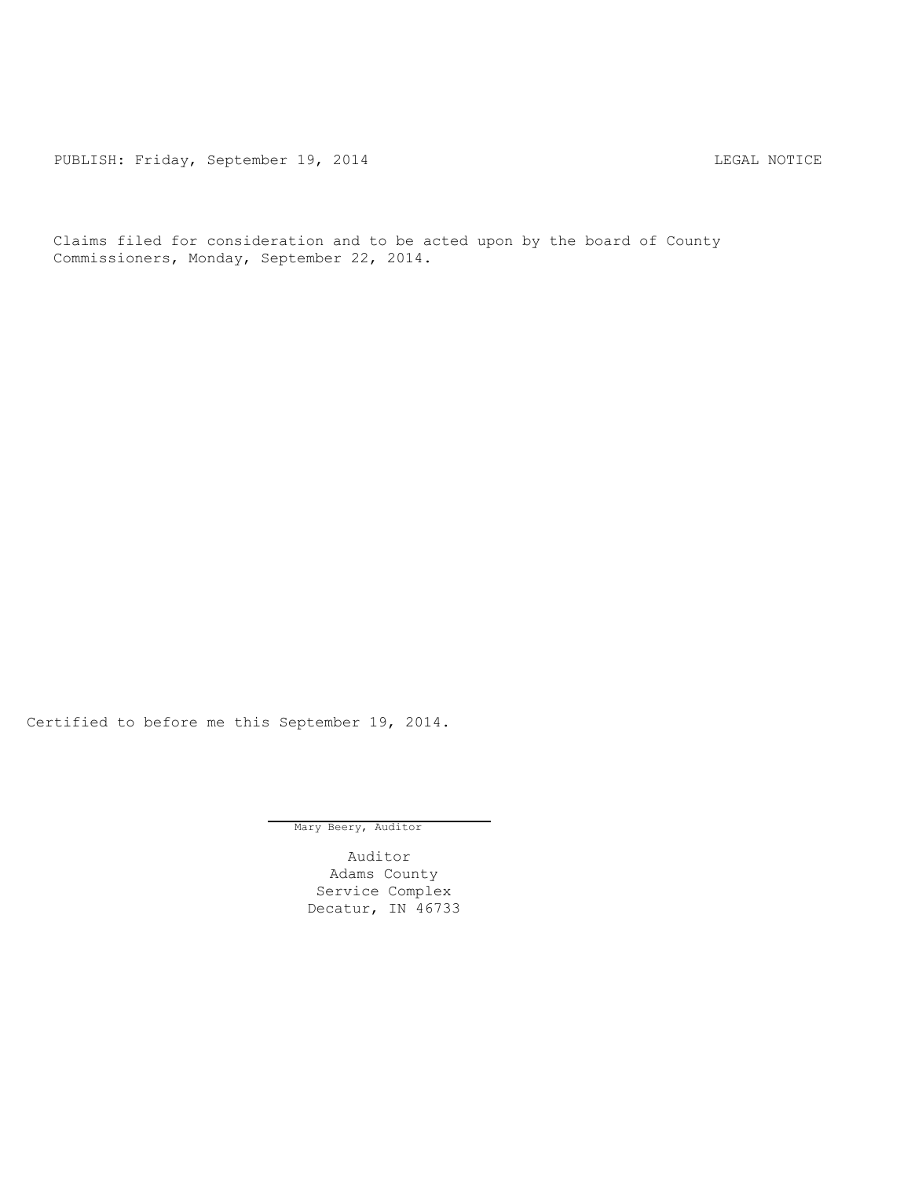PUBLISH: Friday, September 19, 2014 LEGAL NOTICE

Claims filed for consideration and to be acted upon by the board of County Commissioners, Monday, September 22, 2014.

Certified to before me this September 19, 2014.

Mary Beery, Auditor

Auditor
Adams County
Service Complex
Decatur, IN 46733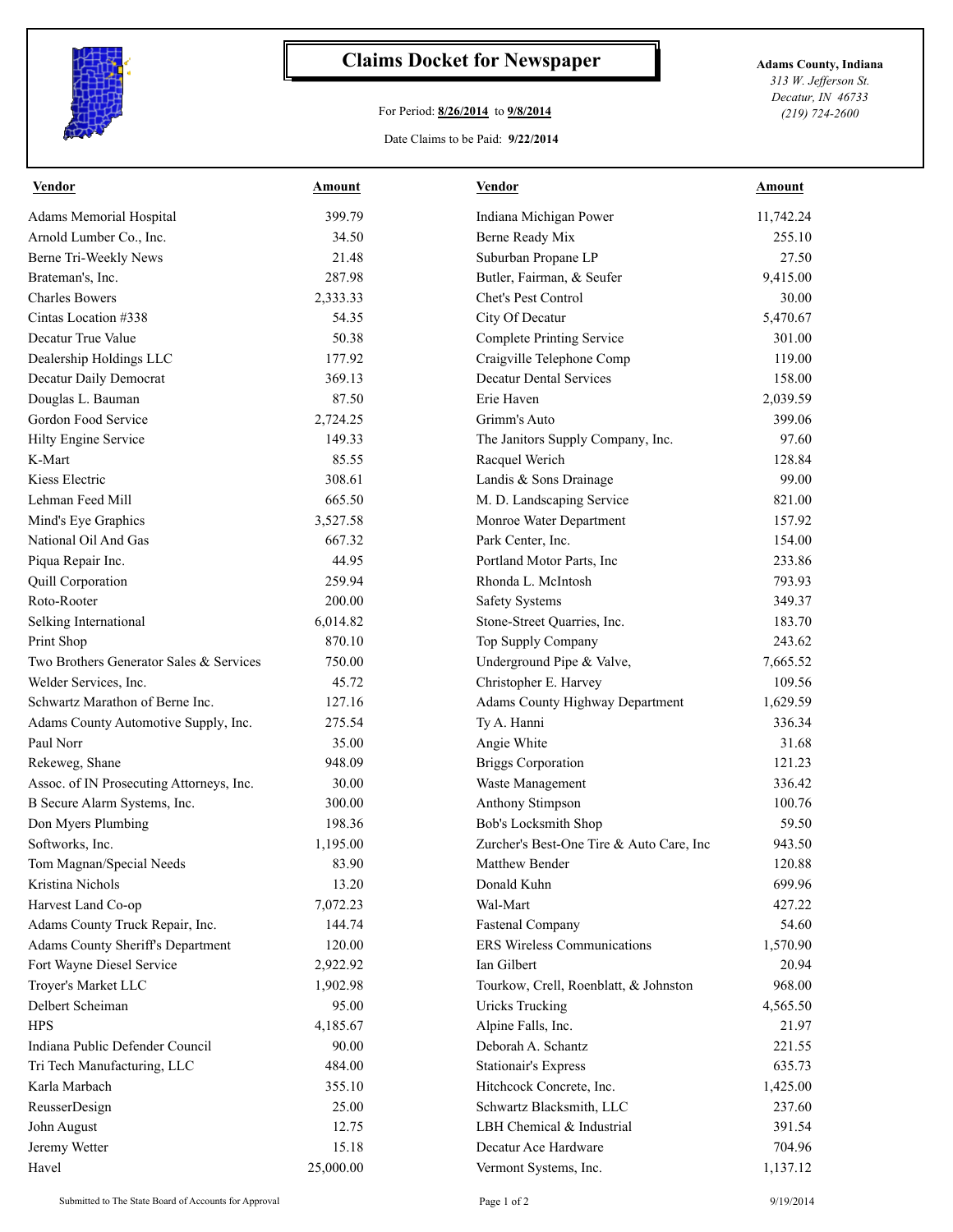# Claims Docket for Newspaper

For Period: **8/26/2014** to **9/8/2014**

Date Claims to be Paid: **9/22/2014**

**Adams County, Indiana**
*313 W. Jefferson St.*
*Decatur, IN 46733*
*(219) 724-2600*

| Vendor | Amount | Vendor | Amount |
|---|---|---|---|
| Adams Memorial Hospital | 399.79 | Indiana Michigan Power | 11,742.24 |
| Arnold Lumber Co., Inc. | 34.50 | Berne Ready Mix | 255.10 |
| Berne Tri-Weekly News | 21.48 | Suburban Propane LP | 27.50 |
| Brateman's, Inc. | 287.98 | Butler, Fairman, & Seufer | 9,415.00 |
| Charles Bowers | 2,333.33 | Chet's Pest Control | 30.00 |
| Cintas Location #338 | 54.35 | City Of Decatur | 5,470.67 |
| Decatur True Value | 50.38 | Complete Printing Service | 301.00 |
| Dealership Holdings LLC | 177.92 | Craigville Telephone Comp | 119.00 |
| Decatur Daily Democrat | 369.13 | Decatur Dental Services | 158.00 |
| Douglas L. Bauman | 87.50 | Erie Haven | 2,039.59 |
| Gordon Food Service | 2,724.25 | Grimm's Auto | 399.06 |
| Hilty Engine Service | 149.33 | The Janitors Supply Company, Inc. | 97.60 |
| K-Mart | 85.55 | Racquel Werich | 128.84 |
| Kiess Electric | 308.61 | Landis & Sons Drainage | 99.00 |
| Lehman Feed Mill | 665.50 | M. D. Landscaping Service | 821.00 |
| Mind's Eye Graphics | 3,527.58 | Monroe Water Department | 157.92 |
| National Oil And Gas | 667.32 | Park Center, Inc. | 154.00 |
| Piqua Repair Inc. | 44.95 | Portland Motor Parts, Inc | 233.86 |
| Quill Corporation | 259.94 | Rhonda L. McIntosh | 793.93 |
| Roto-Rooter | 200.00 | Safety Systems | 349.37 |
| Selking International | 6,014.82 | Stone-Street Quarries, Inc. | 183.70 |
| Print Shop | 870.10 | Top Supply Company | 243.62 |
| Two Brothers Generator Sales & Services | 750.00 | Underground Pipe & Valve, | 7,665.52 |
| Welder Services, Inc. | 45.72 | Christopher E. Harvey | 109.56 |
| Schwartz Marathon of Berne Inc. | 127.16 | Adams County Highway Department | 1,629.59 |
| Adams County Automotive Supply, Inc. | 275.54 | Ty A. Hanni | 336.34 |
| Paul Norr | 35.00 | Angie White | 31.68 |
| Rekeweg, Shane | 948.09 | Briggs Corporation | 121.23 |
| Assoc. of IN Prosecuting Attorneys, Inc. | 30.00 | Waste Management | 336.42 |
| B Secure Alarm Systems, Inc. | 300.00 | Anthony Stimpson | 100.76 |
| Don Myers Plumbing | 198.36 | Bob's Locksmith Shop | 59.50 |
| Softworks, Inc. | 1,195.00 | Zurcher's Best-One Tire & Auto Care, Inc | 943.50 |
| Tom Magnan/Special Needs | 83.90 | Matthew Bender | 120.88 |
| Kristina Nichols | 13.20 | Donald Kuhn | 699.96 |
| Harvest Land Co-op | 7,072.23 | Wal-Mart | 427.22 |
| Adams County Truck Repair, Inc. | 144.74 | Fastenal Company | 54.60 |
| Adams County Sheriff's Department | 120.00 | ERS Wireless Communications | 1,570.90 |
| Fort Wayne Diesel Service | 2,922.92 | Ian Gilbert | 20.94 |
| Troyer's Market LLC | 1,902.98 | Tourkow, Crell, Roenblatt, & Johnston | 968.00 |
| Delbert Scheiman | 95.00 | Uricks Trucking | 4,565.50 |
| HPS | 4,185.67 | Alpine Falls, Inc. | 21.97 |
| Indiana Public Defender Council | 90.00 | Deborah A. Schantz | 221.55 |
| Tri Tech Manufacturing, LLC | 484.00 | Stationair's Express | 635.73 |
| Karla Marbach | 355.10 | Hitchcock Concrete, Inc. | 1,425.00 |
| ReusserDesign | 25.00 | Schwartz Blacksmith, LLC | 237.60 |
| John August | 12.75 | LBH Chemical & Industrial | 391.54 |
| Jeremy Wetter | 15.18 | Decatur Ace Hardware | 704.96 |
| Havel | 25,000.00 | Vermont Systems, Inc. | 1,137.12 |

Submitted to The State Board of Accounts for Approval — 9/19/2014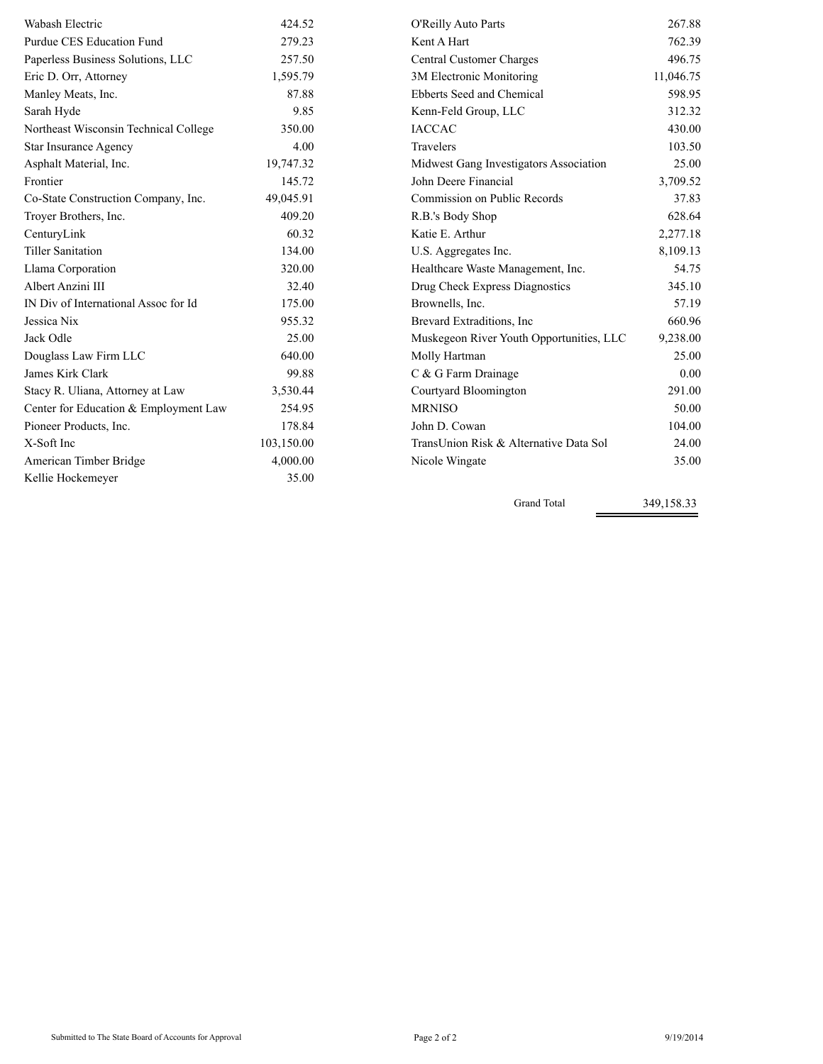| | |
|---|---|
| Wabash Electric | 424.52 |
| Purdue CES Education Fund | 279.23 |
| Paperless Business Solutions, LLC | 257.50 |
| Eric D. Orr, Attorney | 1,595.79 |
| Manley Meats, Inc. | 87.88 |
| Sarah Hyde | 9.85 |
| Northeast Wisconsin Technical College | 350.00 |
| Star Insurance Agency | 4.00 |
| Asphalt Material, Inc. | 19,747.32 |
| Frontier | 145.72 |
| Co-State Construction Company, Inc. | 49,045.91 |
| Troyer Brothers, Inc. | 409.20 |
| CenturyLink | 60.32 |
| Tiller Sanitation | 134.00 |
| Llama Corporation | 320.00 |
| Albert Anzini III | 32.40 |
| IN Div of International Assoc for Id | 175.00 |
| Jessica Nix | 955.32 |
| Jack Odle | 25.00 |
| Douglass Law Firm LLC | 640.00 |
| James Kirk Clark | 99.88 |
| Stacy R. Uliana, Attorney at Law | 3,530.44 |
| Center for Education & Employment Law | 254.95 |
| Pioneer Products, Inc. | 178.84 |
| X-Soft Inc | 103,150.00 |
| American Timber Bridge | 4,000.00 |
| Kellie Hockemeyer | 35.00 |
| O'Reilly Auto Parts | 267.88 |
| Kent A Hart | 762.39 |
| Central Customer Charges | 496.75 |
| 3M Electronic Monitoring | 11,046.75 |
| Ebberts Seed and Chemical | 598.95 |
| Kenn-Feld Group, LLC | 312.32 |
| IACCAC | 430.00 |
| Travelers | 103.50 |
| Midwest Gang Investigators Association | 25.00 |
| John Deere Financial | 3,709.52 |
| Commission on Public Records | 37.83 |
| R.B.'s Body Shop | 628.64 |
| Katie E. Arthur | 2,277.18 |
| U.S. Aggregates Inc. | 8,109.13 |
| Healthcare Waste Management, Inc. | 54.75 |
| Drug Check Express Diagnostics | 345.10 |
| Brownells, Inc. | 57.19 |
| Brevard Extraditions, Inc | 660.96 |
| Muskegeon River Youth Opportunities, LLC | 9,238.00 |
| Molly Hartman | 25.00 |
| C & G Farm Drainage | 0.00 |
| Courtyard Bloomington | 291.00 |
| MRNISO | 50.00 |
| John D. Cowan | 104.00 |
| TransUnion Risk & Alternative Data Sol | 24.00 |
| Nicole Wingate | 35.00 |
| Grand Total | 349,158.33 |

Submitted to The State Board of Accounts for Approval

9/19/2014